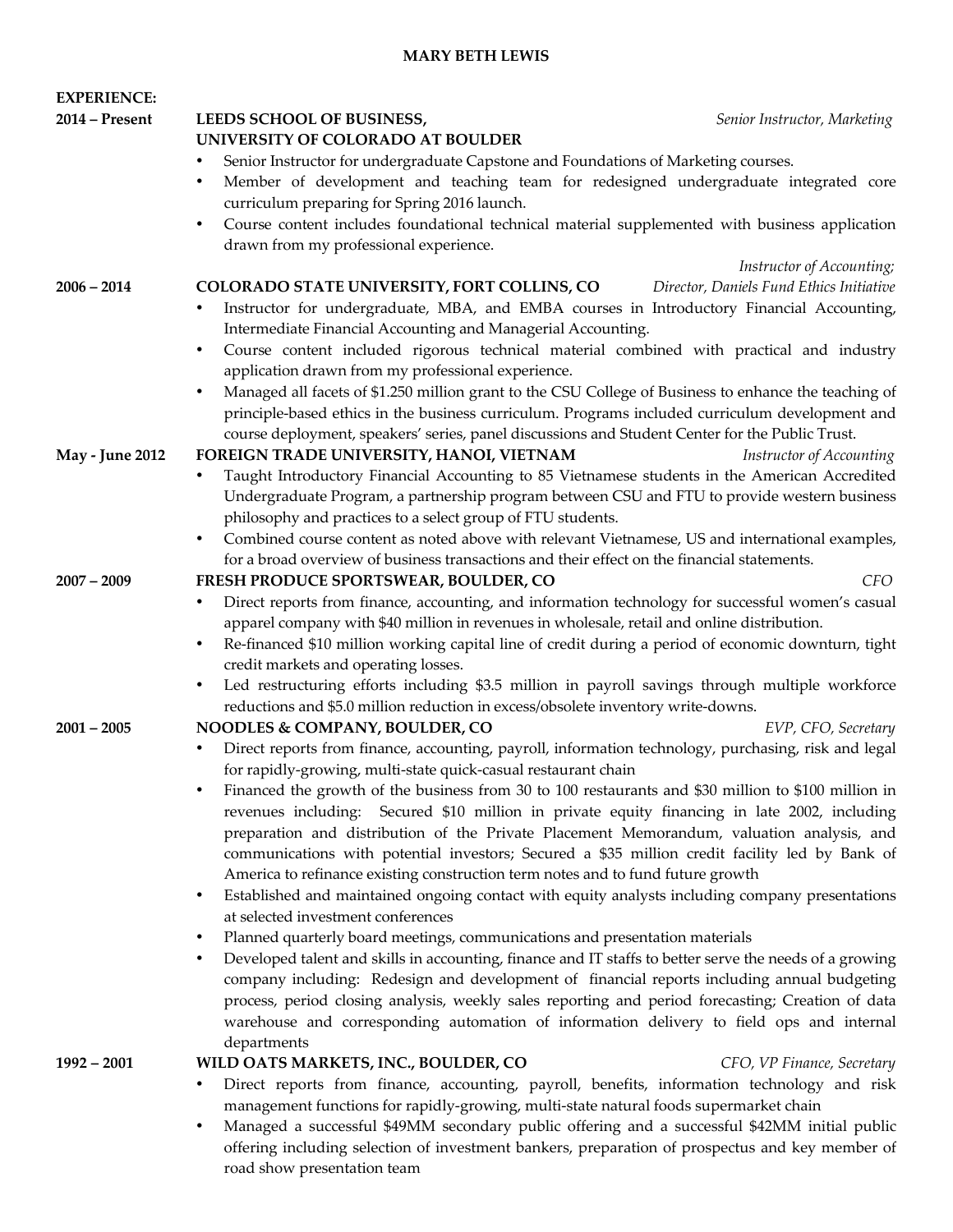# MARY BETH LEWIS

## EXPERIENCE:

**2014 – Present** **LEEDS SCHOOL OF BUSINESS, UNIVERSITY OF COLORADO AT BOULDER** — *Senior Instructor, Marketing*

- Senior Instructor for undergraduate Capstone and Foundations of Marketing courses.
- Member of development and teaching team for redesigned undergraduate integrated core curriculum preparing for Spring 2016 launch.
- Course content includes foundational technical material supplemented with business application drawn from my professional experience.

**2006 – 2014** **COLORADO STATE UNIVERSITY, FORT COLLINS, CO** — *Instructor of Accounting; Director, Daniels Fund Ethics Initiative*

- Instructor for undergraduate, MBA, and EMBA courses in Introductory Financial Accounting, Intermediate Financial Accounting and Managerial Accounting.
- Course content included rigorous technical material combined with practical and industry application drawn from my professional experience.
- Managed all facets of $1.250 million grant to the CSU College of Business to enhance the teaching of principle-based ethics in the business curriculum. Programs included curriculum development and course deployment, speakers' series, panel discussions and Student Center for the Public Trust.

**May - June 2012** **FOREIGN TRADE UNIVERSITY, HANOI, VIETNAM** — *Instructor of Accounting*

- Taught Introductory Financial Accounting to 85 Vietnamese students in the American Accredited Undergraduate Program, a partnership program between CSU and FTU to provide western business philosophy and practices to a select group of FTU students.
- Combined course content as noted above with relevant Vietnamese, US and international examples, for a broad overview of business transactions and their effect on the financial statements.

**2007 – 2009** **FRESH PRODUCE SPORTSWEAR, BOULDER, CO** — *CFO*

- Direct reports from finance, accounting, and information technology for successful women's casual apparel company with $40 million in revenues in wholesale, retail and online distribution.
- Re-financed $10 million working capital line of credit during a period of economic downturn, tight credit markets and operating losses.
- Led restructuring efforts including $3.5 million in payroll savings through multiple workforce reductions and $5.0 million reduction in excess/obsolete inventory write-downs.

**2001 – 2005** **NOODLES & COMPANY, BOULDER, CO** — *EVP, CFO, Secretary*

- Direct reports from finance, accounting, payroll, information technology, purchasing, risk and legal for rapidly-growing, multi-state quick-casual restaurant chain
- Financed the growth of the business from 30 to 100 restaurants and $30 million to $100 million in revenues including: Secured $10 million in private equity financing in late 2002, including preparation and distribution of the Private Placement Memorandum, valuation analysis, and communications with potential investors; Secured a $35 million credit facility led by Bank of America to refinance existing construction term notes and to fund future growth
- Established and maintained ongoing contact with equity analysts including company presentations at selected investment conferences
- Planned quarterly board meetings, communications and presentation materials
- Developed talent and skills in accounting, finance and IT staffs to better serve the needs of a growing company including: Redesign and development of financial reports including annual budgeting process, period closing analysis, weekly sales reporting and period forecasting; Creation of data warehouse and corresponding automation of information delivery to field ops and internal departments

**1992 – 2001** **WILD OATS MARKETS, INC., BOULDER, CO** — *CFO, VP Finance, Secretary*

- Direct reports from finance, accounting, payroll, benefits, information technology and risk management functions for rapidly-growing, multi-state natural foods supermarket chain
- Managed a successful $49MM secondary public offering and a successful $42MM initial public offering including selection of investment bankers, preparation of prospectus and key member of road show presentation team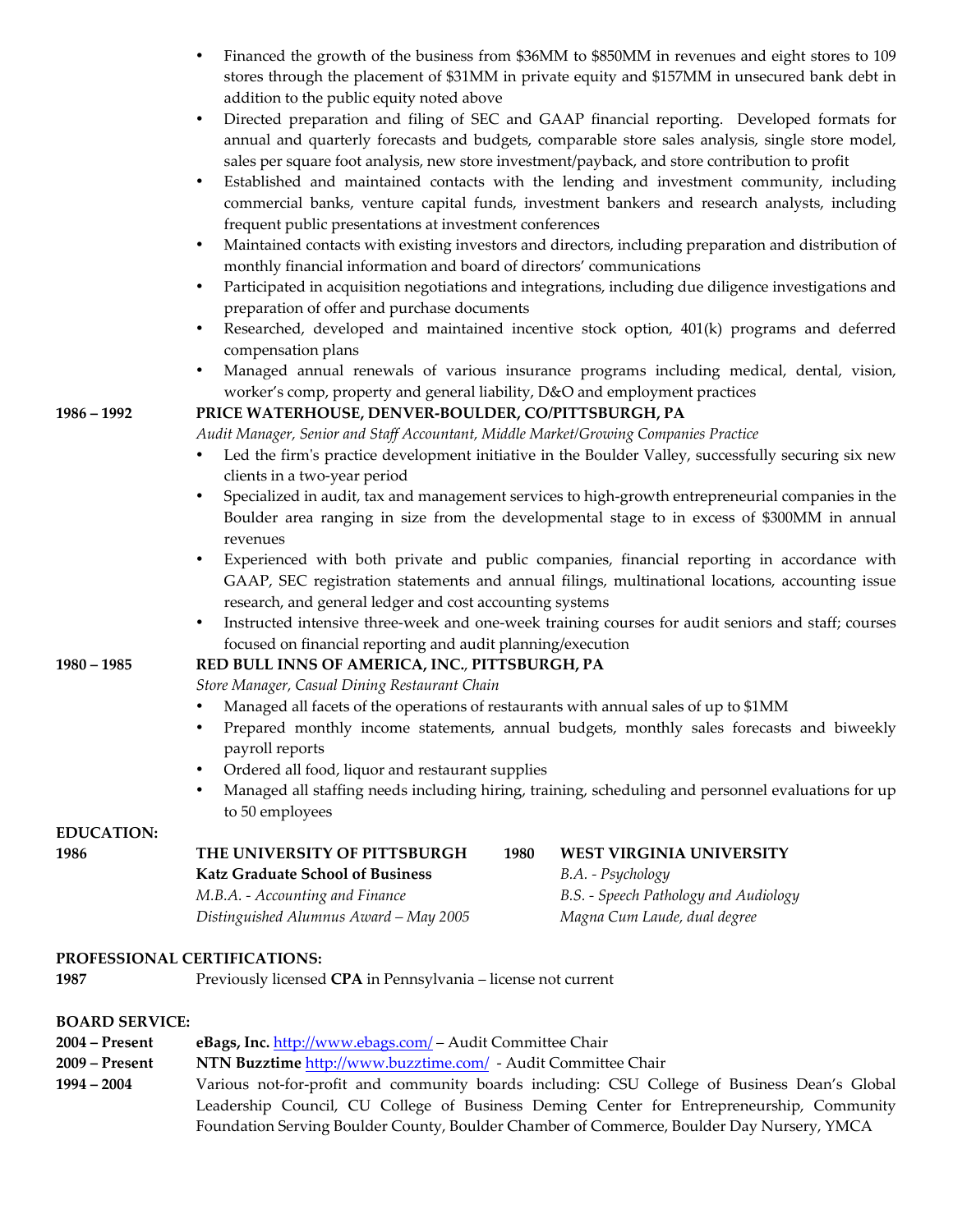- Financed the growth of the business from $36MM to $850MM in revenues and eight stores to 109 stores through the placement of $31MM in private equity and $157MM in unsecured bank debt in addition to the public equity noted above
- Directed preparation and filing of SEC and GAAP financial reporting. Developed formats for annual and quarterly forecasts and budgets, comparable store sales analysis, single store model, sales per square foot analysis, new store investment/payback, and store contribution to profit
- Established and maintained contacts with the lending and investment community, including commercial banks, venture capital funds, investment bankers and research analysts, including frequent public presentations at investment conferences
- Maintained contacts with existing investors and directors, including preparation and distribution of monthly financial information and board of directors' communications
- Participated in acquisition negotiations and integrations, including due diligence investigations and preparation of offer and purchase documents
- Researched, developed and maintained incentive stock option, 401(k) programs and deferred compensation plans
- Managed annual renewals of various insurance programs including medical, dental, vision, worker's comp, property and general liability, D&O and employment practices

**1986 – 1992** **PRICE WATERHOUSE, DENVER-BOULDER, CO/PITTSBURGH, PA**

*Audit Manager, Senior and Staff Accountant, Middle Market/Growing Companies Practice*

- Led the firm's practice development initiative in the Boulder Valley, successfully securing six new clients in a two-year period
- Specialized in audit, tax and management services to high-growth entrepreneurial companies in the Boulder area ranging in size from the developmental stage to in excess of $300MM in annual revenues
- Experienced with both private and public companies, financial reporting in accordance with GAAP, SEC registration statements and annual filings, multinational locations, accounting issue research, and general ledger and cost accounting systems
- Instructed intensive three-week and one-week training courses for audit seniors and staff; courses focused on financial reporting and audit planning/execution

**1980 – 1985** **RED BULL INNS OF AMERICA, INC., PITTSBURGH, PA**

*Store Manager, Casual Dining Restaurant Chain*

- Managed all facets of the operations of restaurants with annual sales of up to $1MM
- Prepared monthly income statements, annual budgets, monthly sales forecasts and biweekly payroll reports
- Ordered all food, liquor and restaurant supplies
- Managed all staffing needs including hiring, training, scheduling and personnel evaluations for up to 50 employees

**EDUCATION:**

**1986** **THE UNIVERSITY OF PITTSBURGH**
**Katz Graduate School of Business**
*M.B.A. - Accounting and Finance*
*Distinguished Alumnus Award – May 2005*

**1980** **WEST VIRGINIA UNIVERSITY**
*B.A. - Psychology*
*B.S. - Speech Pathology and Audiology*
*Magna Cum Laude, dual degree*

**PROFESSIONAL CERTIFICATIONS:**

**1987** Previously licensed **CPA** in Pennsylvania – license not current

**BOARD SERVICE:**

**2004 – Present** **eBags, Inc.** http://www.ebags.com/ – Audit Committee Chair

**2009 – Present** **NTN Buzztime** http://www.buzztime.com/ - Audit Committee Chair

**1994 – 2004** Various not-for-profit and community boards including: CSU College of Business Dean's Global Leadership Council, CU College of Business Deming Center for Entrepreneurship, Community Foundation Serving Boulder County, Boulder Chamber of Commerce, Boulder Day Nursery, YMCA